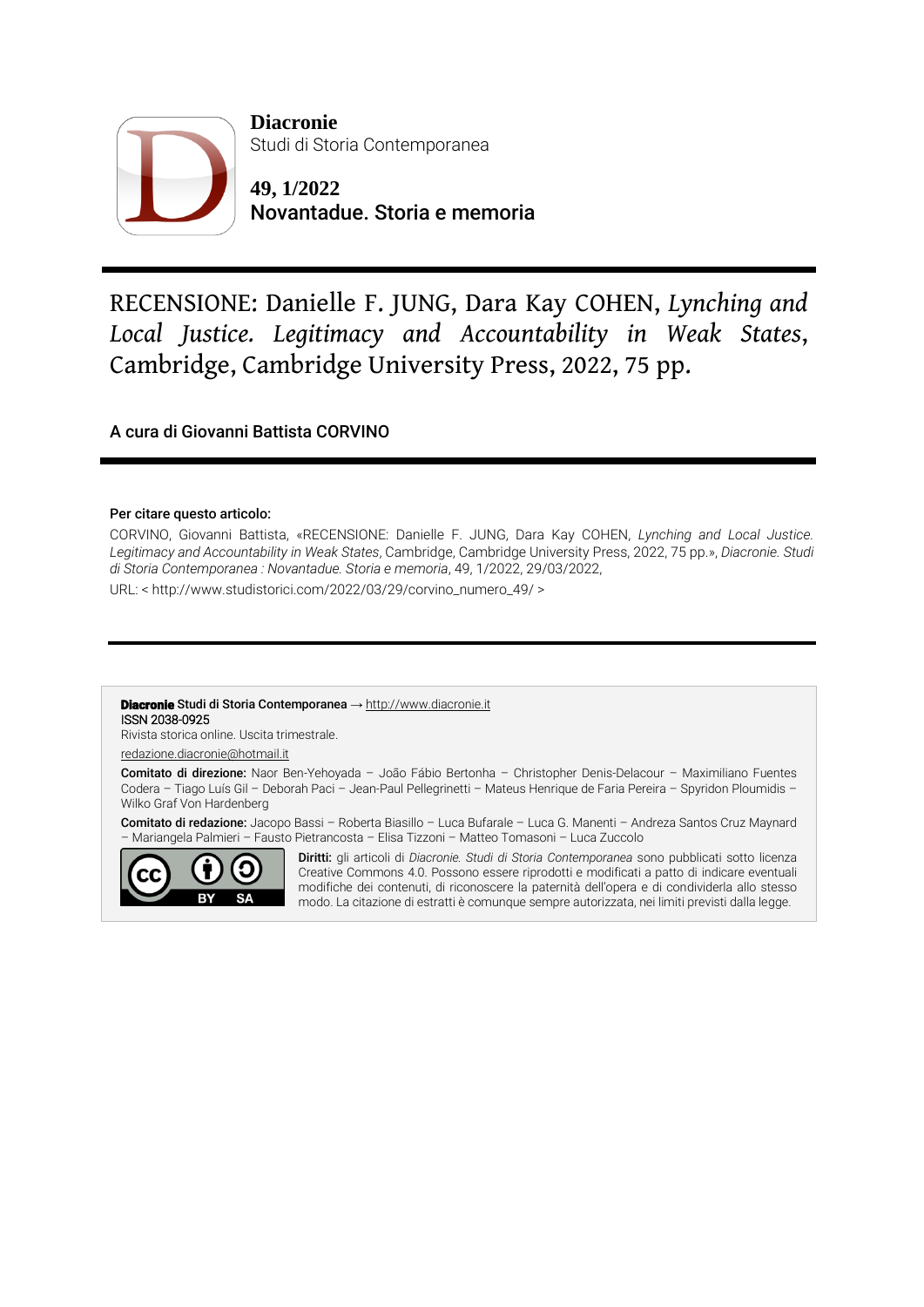**Diacronie**
Studi di Storia Contemporanea

**49, 1/2022**
Novantadue. Storia e memoria

# RECENSIONE: Danielle F. JUNG, Dara Kay COHEN, *Lynching and Local Justice. Legitimacy and Accountability in Weak States*, Cambridge, Cambridge University Press, 2022, 75 pp.

A cura di Giovanni Battista CORVINO

**Per citare questo articolo:**

CORVINO, Giovanni Battista, «RECENSIONE: Danielle F. JUNG, Dara Kay COHEN, *Lynching and Local Justice. Legitimacy and Accountability in Weak States*, Cambridge, Cambridge University Press, 2022, 75 pp.», *Diacronie. Studi di Storia Contemporanea : Novantadue. Storia e memoria*, 49, 1/2022, 29/03/2022,

URL: < http://www.studistorici.com/2022/03/29/corvino_numero_49/ >

**Diacronie** Studi di Storia Contemporanea → http://www.diacronie.it
ISSN 2038-0925
Rivista storica online. Uscita trimestrale.
redazione.diacronie@hotmail.it

**Comitato di direzione:** Naor Ben-Yehoyada – João Fábio Bertonha – Christopher Denis-Delacour – Maximiliano Fuentes Codera – Tiago Luís Gil – Deborah Paci – Jean-Paul Pellegrinetti – Mateus Henrique de Faria Pereira – Spyridon Ploumidis – Wilko Graf Von Hardenberg

**Comitato di redazione:** Jacopo Bassi – Roberta Biasillo – Luca Bufarale – Luca G. Manenti – Andreza Santos Cruz Maynard – Mariangela Palmieri – Fausto Pietrancosta – Elisa Tizzoni – Matteo Tomasoni – Luca Zuccolo

**Diritti:** gli articoli di *Diacronie. Studi di Storia Contemporanea* sono pubblicati sotto licenza Creative Commons 4.0. Possono essere riprodotti e modificati a patto di indicare eventuali modifiche dei contenuti, di riconoscere la paternità dell'opera e di condividerla allo stesso modo. La citazione di estratti è comunque sempre autorizzata, nei limiti previsti dalla legge.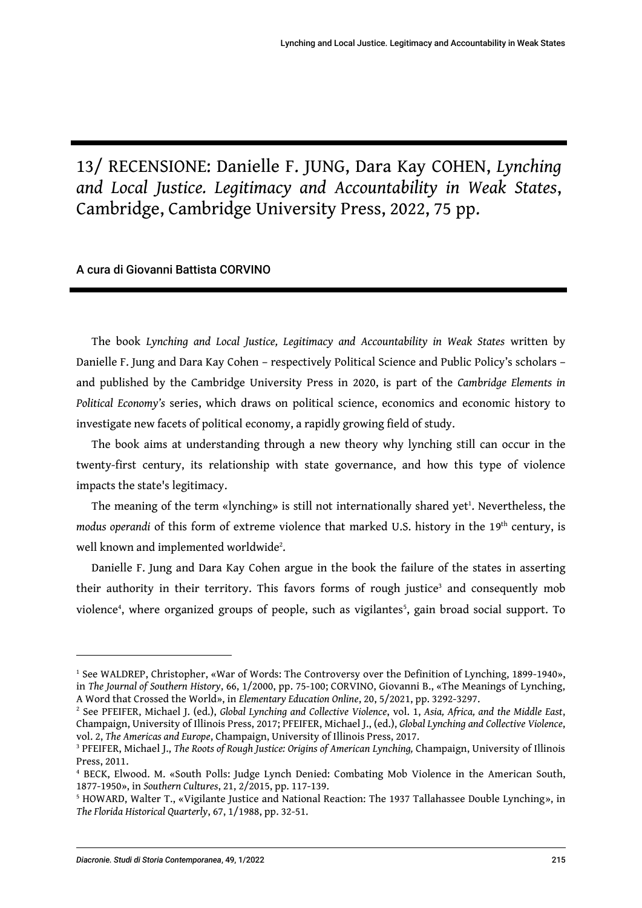# 13/ RECENSIONE: Danielle F. JUNG, Dara Kay COHEN, *Lynching and Local Justice. Legitimacy and Accountability in Weak States*, Cambridge, Cambridge University Press, 2022, 75 pp.

A cura di Giovanni Battista CORVINO

The book *Lynching and Local Justice, Legitimacy and Accountability in Weak States* written by Danielle F. Jung and Dara Kay Cohen – respectively Political Science and Public Policy's scholars – and published by the Cambridge University Press in 2020, is part of the *Cambridge Elements in Political Economy's* series, which draws on political science, economics and economic history to investigate new facets of political economy, a rapidly growing field of study.

The book aims at understanding through a new theory why lynching still can occur in the twenty-first century, its relationship with state governance, and how this type of violence impacts the state's legitimacy.

The meaning of the term «lynching» is still not internationally shared yet[1]. Nevertheless, the *modus operandi* of this form of extreme violence that marked U.S. history in the 19th century, is well known and implemented worldwide[2].

Danielle F. Jung and Dara Kay Cohen argue in the book the failure of the states in asserting their authority in their territory. This favors forms of rough justice[3] and consequently mob violence[4], where organized groups of people, such as vigilantes[5], gain broad social support. To

---

[1] See WALDREP, Christopher, «War of Words: The Controversy over the Definition of Lynching, 1899-1940», in *The Journal of Southern History*, 66, 1/2000, pp. 75-100; CORVINO, Giovanni B., «The Meanings of Lynching, A Word that Crossed the World», in *Elementary Education Online*, 20, 5/2021, pp. 3292-3297.

[2] See PFEIFER, Michael J. (ed.), *Global Lynching and Collective Violence*, vol. 1, *Asia, Africa, and the Middle East*, Champaign, University of Illinois Press, 2017; PFEIFER, Michael J., (ed.), *Global Lynching and Collective Violence*, vol. 2, *The Americas and Europe*, Champaign, University of Illinois Press, 2017.

[3] PFEIFER, Michael J., *The Roots of Rough Justice: Origins of American Lynching,* Champaign, University of Illinois Press, 2011.

[4] BECK, Elwood. M. «South Polls: Judge Lynch Denied: Combating Mob Violence in the American South, 1877-1950», in *Southern Cultures*, 21, 2/2015, pp. 117-139.

[5] HOWARD, Walter T., «Vigilante Justice and National Reaction: The 1937 Tallahassee Double Lynching», in *The Florida Historical Quarterly*, 67, 1/1988, pp. 32-51.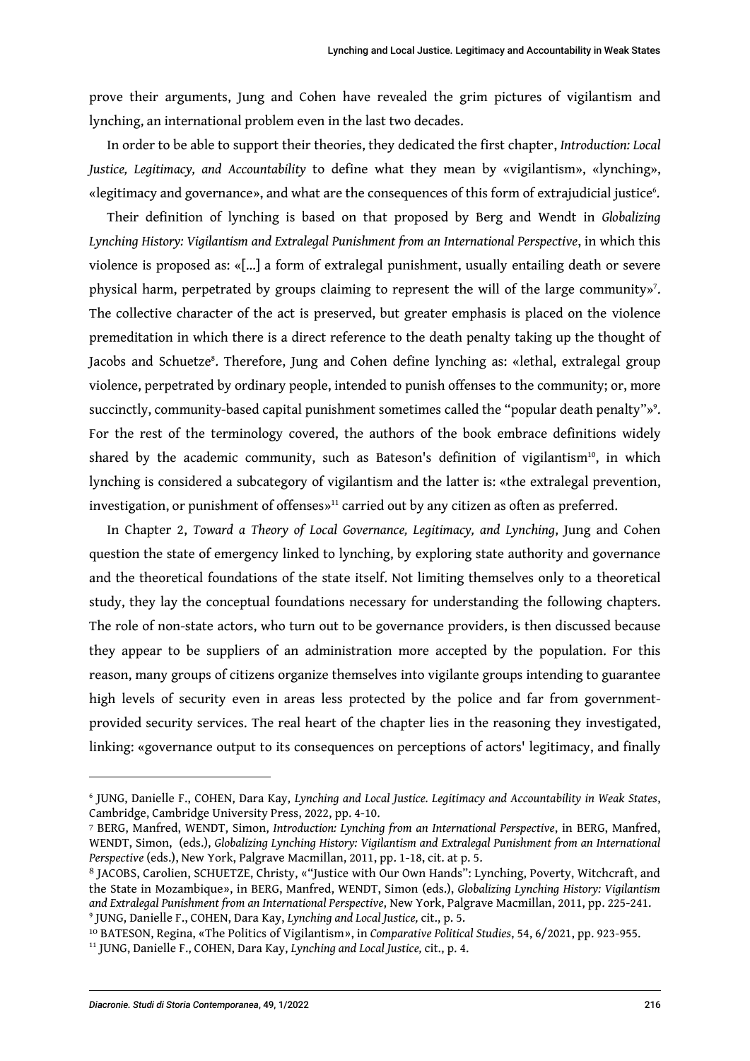prove their arguments, Jung and Cohen have revealed the grim pictures of vigilantism and lynching, an international problem even in the last two decades.

In order to be able to support their theories, they dedicated the first chapter, *Introduction: Local Justice, Legitimacy, and Accountability* to define what they mean by «vigilantism», «lynching», «legitimacy and governance», and what are the consequences of this form of extrajudicial justice[6].

Their definition of lynching is based on that proposed by Berg and Wendt in *Globalizing Lynching History: Vigilantism and Extralegal Punishment from an International Perspective*, in which this violence is proposed as: «[...] a form of extralegal punishment, usually entailing death or severe physical harm, perpetrated by groups claiming to represent the will of the large community»[7]. The collective character of the act is preserved, but greater emphasis is placed on the violence premeditation in which there is a direct reference to the death penalty taking up the thought of Jacobs and Schuetze[8]. Therefore, Jung and Cohen define lynching as: «lethal, extralegal group violence, perpetrated by ordinary people, intended to punish offenses to the community; or, more succinctly, community-based capital punishment sometimes called the "popular death penalty"»[9]. For the rest of the terminology covered, the authors of the book embrace definitions widely shared by the academic community, such as Bateson's definition of vigilantism[10], in which lynching is considered a subcategory of vigilantism and the latter is: «the extralegal prevention, investigation, or punishment of offenses»[11] carried out by any citizen as often as preferred.

In Chapter 2, *Toward a Theory of Local Governance, Legitimacy, and Lynching*, Jung and Cohen question the state of emergency linked to lynching, by exploring state authority and governance and the theoretical foundations of the state itself. Not limiting themselves only to a theoretical study, they lay the conceptual foundations necessary for understanding the following chapters. The role of non-state actors, who turn out to be governance providers, is then discussed because they appear to be suppliers of an administration more accepted by the population. For this reason, many groups of citizens organize themselves into vigilante groups intending to guarantee high levels of security even in areas less protected by the police and far from government-provided security services. The real heart of the chapter lies in the reasoning they investigated, linking: «governance output to its consequences on perceptions of actors' legitimacy, and finally

---

[6] JUNG, Danielle F., COHEN, Dara Kay, *Lynching and Local Justice. Legitimacy and Accountability in Weak States*, Cambridge, Cambridge University Press, 2022, pp. 4-10.

[7] BERG, Manfred, WENDT, Simon, *Introduction: Lynching from an International Perspective*, in BERG, Manfred, WENDT, Simon, (eds.), *Globalizing Lynching History: Vigilantism and Extralegal Punishment from an International Perspective* (eds.), New York, Palgrave Macmillan, 2011, pp. 1-18, cit. at p. 5.

[8] JACOBS, Carolien, SCHUETZE, Christy, «"Justice with Our Own Hands": Lynching, Poverty, Witchcraft, and the State in Mozambique», in BERG, Manfred, WENDT, Simon (eds.), *Globalizing Lynching History: Vigilantism and Extralegal Punishment from an International Perspective*, New York, Palgrave Macmillan, 2011, pp. 225-241.

[9] JUNG, Danielle F., COHEN, Dara Kay, *Lynching and Local Justice,* cit., p. 5.

[10] BATESON, Regina, «The Politics of Vigilantism», in *Comparative Political Studies*, 54, 6/2021, pp. 923-955.

[11] JUNG, Danielle F., COHEN, Dara Kay, *Lynching and Local Justice,* cit., p. 4.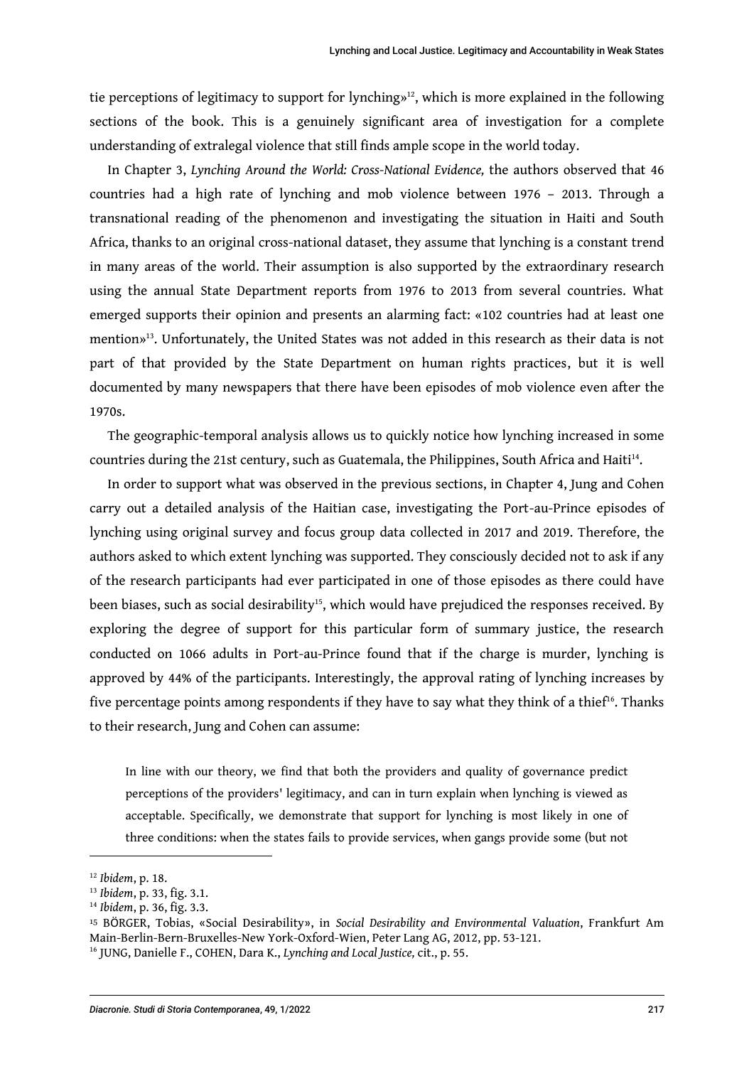tie perceptions of legitimacy to support for lynching»[12], which is more explained in the following sections of the book. This is a genuinely significant area of investigation for a complete understanding of extralegal violence that still finds ample scope in the world today.

In Chapter 3, *Lynching Around the World: Cross-National Evidence,* the authors observed that 46 countries had a high rate of lynching and mob violence between 1976 – 2013. Through a transnational reading of the phenomenon and investigating the situation in Haiti and South Africa, thanks to an original cross-national dataset, they assume that lynching is a constant trend in many areas of the world. Their assumption is also supported by the extraordinary research using the annual State Department reports from 1976 to 2013 from several countries. What emerged supports their opinion and presents an alarming fact: «102 countries had at least one mention»[13]. Unfortunately, the United States was not added in this research as their data is not part of that provided by the State Department on human rights practices, but it is well documented by many newspapers that there have been episodes of mob violence even after the 1970s.

The geographic-temporal analysis allows us to quickly notice how lynching increased in some countries during the 21st century, such as Guatemala, the Philippines, South Africa and Haiti[14].

In order to support what was observed in the previous sections, in Chapter 4, Jung and Cohen carry out a detailed analysis of the Haitian case, investigating the Port-au-Prince episodes of lynching using original survey and focus group data collected in 2017 and 2019. Therefore, the authors asked to which extent lynching was supported. They consciously decided not to ask if any of the research participants had ever participated in one of those episodes as there could have been biases, such as social desirability[15], which would have prejudiced the responses received. By exploring the degree of support for this particular form of summary justice, the research conducted on 1066 adults in Port-au-Prince found that if the charge is murder, lynching is approved by 44% of the participants. Interestingly, the approval rating of lynching increases by five percentage points among respondents if they have to say what they think of a thief[16]. Thanks to their research, Jung and Cohen can assume:

> In line with our theory, we find that both the providers and quality of governance predict perceptions of the providers' legitimacy, and can in turn explain when lynching is viewed as acceptable. Specifically, we demonstrate that support for lynching is most likely in one of three conditions: when the states fails to provide services, when gangs provide some (but not

---

[12] *Ibidem*, p. 18.

[13] *Ibidem*, p. 33, fig. 3.1.

[14] *Ibidem*, p. 36, fig. 3.3.

[15] BÖRGER, Tobias, «Social Desirability», in *Social Desirability and Environmental Valuation*, Frankfurt Am Main-Berlin-Bern-Bruxelles-New York-Oxford-Wien, Peter Lang AG, 2012, pp. 53-121.

[16] JUNG, Danielle F., COHEN, Dara K., *Lynching and Local Justice,* cit., p. 55.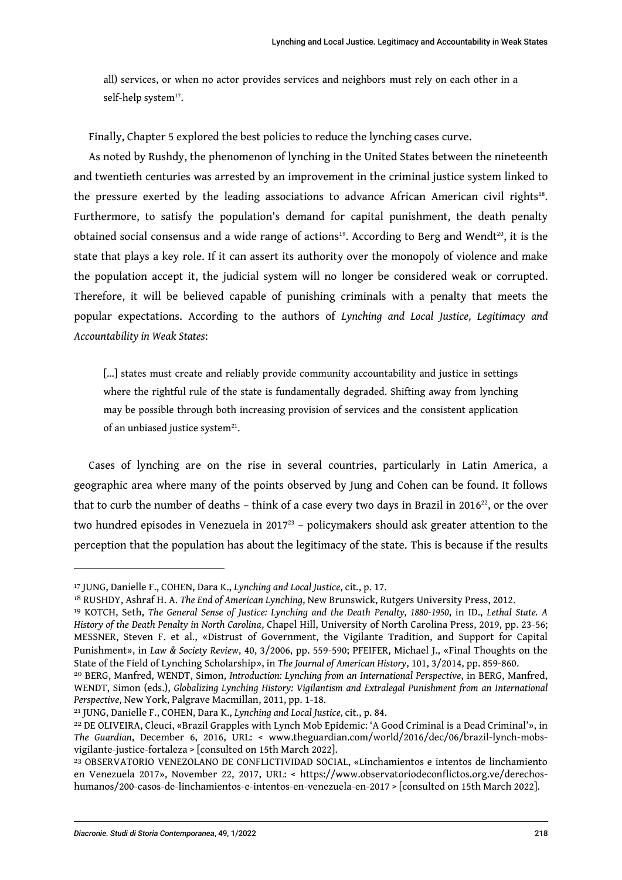all) services, or when no actor provides services and neighbors must rely on each other in a self-help system[17].

Finally, Chapter 5 explored the best policies to reduce the lynching cases curve.

As noted by Rushdy, the phenomenon of lynching in the United States between the nineteenth and twentieth centuries was arrested by an improvement in the criminal justice system linked to the pressure exerted by the leading associations to advance African American civil rights[18]. Furthermore, to satisfy the population's demand for capital punishment, the death penalty obtained social consensus and a wide range of actions[19]. According to Berg and Wendt[20], it is the state that plays a key role. If it can assert its authority over the monopoly of violence and make the population accept it, the judicial system will no longer be considered weak or corrupted. Therefore, it will be believed capable of punishing criminals with a penalty that meets the popular expectations. According to the authors of *Lynching and Local Justice, Legitimacy and Accountability in Weak States*:

> [...] states must create and reliably provide community accountability and justice in settings where the rightful rule of the state is fundamentally degraded. Shifting away from lynching may be possible through both increasing provision of services and the consistent application of an unbiased justice system[21].

Cases of lynching are on the rise in several countries, particularly in Latin America, a geographic area where many of the points observed by Jung and Cohen can be found. It follows that to curb the number of deaths – think of a case every two days in Brazil in 2016[22], or the over two hundred episodes in Venezuela in 2017[23] – policymakers should ask greater attention to the perception that the population has about the legitimacy of the state. This is because if the results

---

[17] JUNG, Danielle F., COHEN, Dara K., *Lynching and Local Justice*, cit., p. 17.

[18] RUSHDY, Ashraf H. A. *The End of American Lynching*, New Brunswick, Rutgers University Press, 2012.

[19] KOTCH, Seth, *The General Sense of Justice: Lynching and the Death Penalty, 1880-1950*, in ID., *Lethal State. A History of the Death Penalty in North Carolina*, Chapel Hill, University of North Carolina Press, 2019, pp. 23-56; MESSNER, Steven F. et al., «Distrust of Government, the Vigilante Tradition, and Support for Capital Punishment», in *Law & Society Review*, 40, 3/2006, pp. 559-590; PFEIFER, Michael J., «Final Thoughts on the State of the Field of Lynching Scholarship», in *The Journal of American History*, 101, 3/2014, pp. 859-860.

[20] BERG, Manfred, WENDT, Simon, *Introduction: Lynching from an International Perspective*, in BERG, Manfred, WENDT, Simon (eds.), *Globalizing Lynching History: Vigilantism and Extralegal Punishment from an International Perspective*, New York, Palgrave Macmillan, 2011, pp. 1-18.

[21] JUNG, Danielle F., COHEN, Dara K., *Lynching and Local Justice,* cit., p. 84.

[22] DE OLIVEIRA, Cleuci, «Brazil Grapples with Lynch Mob Epidemic: 'A Good Criminal is a Dead Criminal'», in *The Guardian*, December 6, 2016, URL: < www.theguardian.com/world/2016/dec/06/brazil-lynch-mobs-vigilante-justice-fortaleza > [consulted on 15th March 2022].

[23] OBSERVATORIO VENEZOLANO DE CONFLICTIVIDAD SOCIAL, «Linchamientos e intentos de linchamiento en Venezuela 2017», November 22, 2017, URL: < https://www.observatoriodeconflictos.org.ve/derechos-humanos/200-casos-de-linchamientos-e-intentos-en-venezuela-en-2017 > [consulted on 15th March 2022].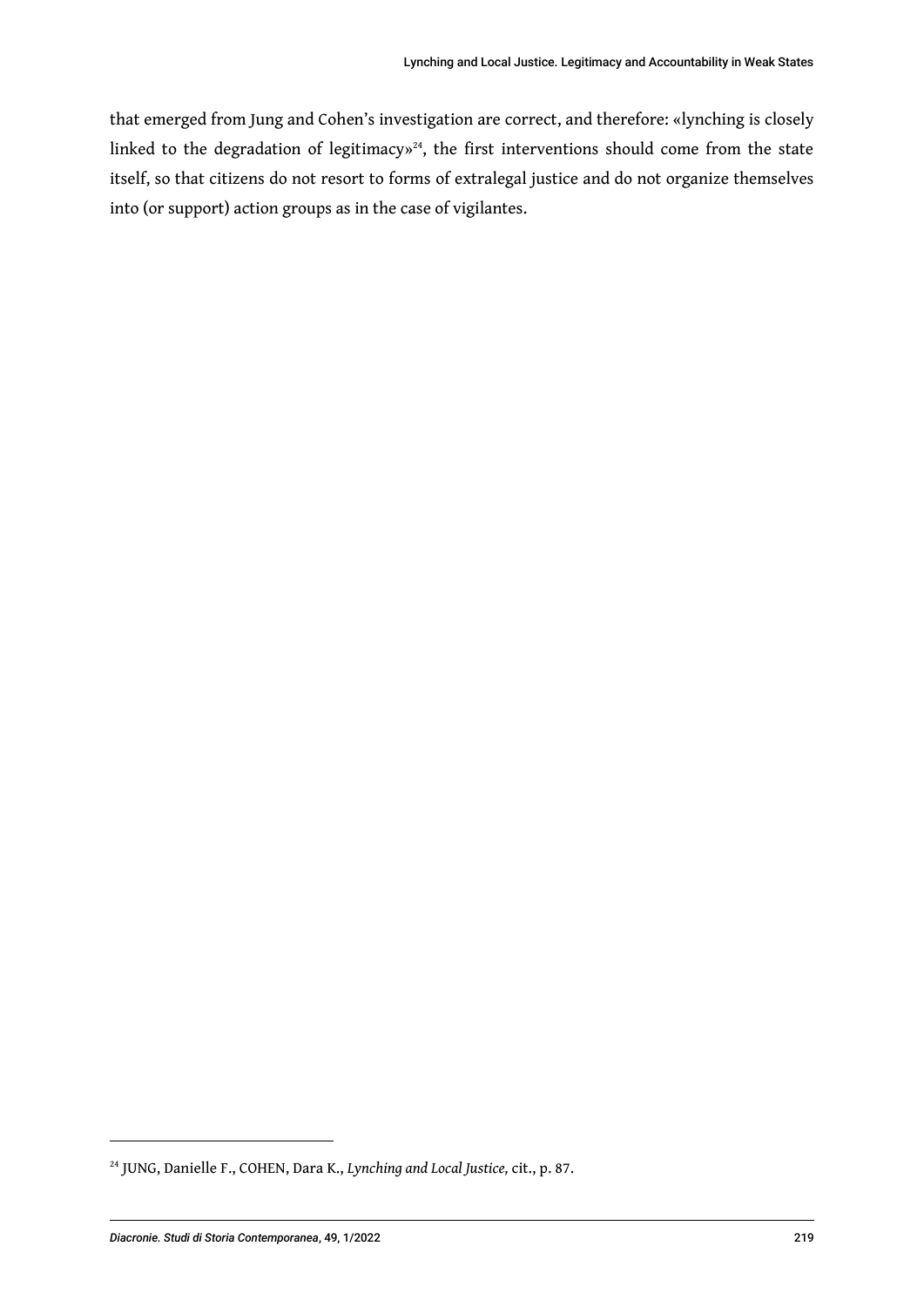that emerged from Jung and Cohen's investigation are correct, and therefore: «lynching is closely linked to the degradation of legitimacy»[24], the first interventions should come from the state itself, so that citizens do not resort to forms of extralegal justice and do not organize themselves into (or support) action groups as in the case of vigilantes.

---

[24] JUNG, Danielle F., COHEN, Dara K., *Lynching and Local Justice,* cit., p. 87.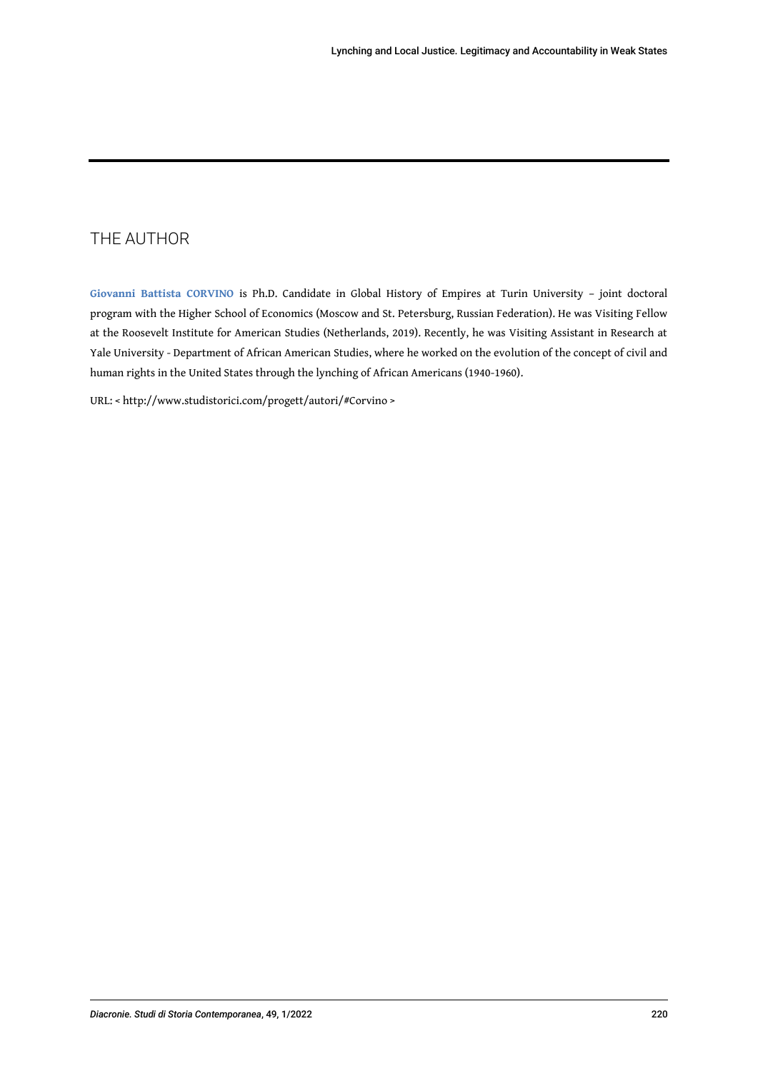## THE AUTHOR

**Giovanni Battista CORVINO** is Ph.D. Candidate in Global History of Empires at Turin University – joint doctoral program with the Higher School of Economics (Moscow and St. Petersburg, Russian Federation). He was Visiting Fellow at the Roosevelt Institute for American Studies (Netherlands, 2019). Recently, he was Visiting Assistant in Research at Yale University - Department of African American Studies, where he worked on the evolution of the concept of civil and human rights in the United States through the lynching of African Americans (1940-1960).

URL: < http://www.studistorici.com/progett/autori/#Corvino >